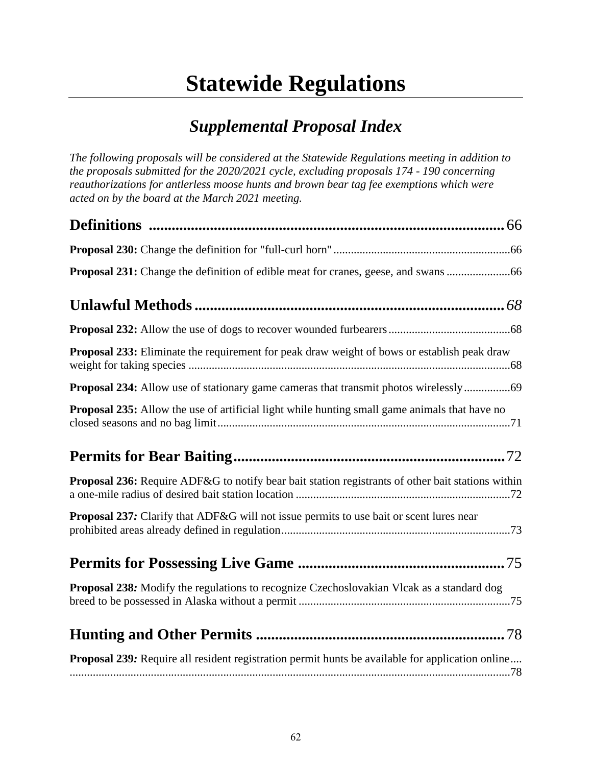# Statewide Regulations

## *Supplemental Proposal Index*

*The following proposals will be considered at the Statewide Regulations meeting in addition to the proposals submitted for the 2020/2021 cycle, excluding proposals 174 - 190 concerning reauthorizations for antlerless moose hunts and brown bear tag fee exemptions which were acted on by the board at the March 2021 meeting.*

### **Definitions** ........................................................................................ 66

**Proposal 230:** Change the definition for "full-curl horn" ............................................................66

**Proposal 231:** Change the definition of edible meat for cranes, geese, and swans ......................66

### **Unlawful Methods** ................................................................................ *68*

**Proposal 232:** Allow the use of dogs to recover wounded furbearers..........................................68

**Proposal 233:** Eliminate the requirement for peak draw weight of bows or establish peak draw weight for taking species ..............................................................................................................68

**Proposal 234:** Allow use of stationary game cameras that transmit photos wirelessly................69

**Proposal 235:** Allow the use of artificial light while hunting small game animals that have no closed seasons and no bag limit.....................................................................................................71

### **Permits for Bear Baiting** ........................................................................ 72

**Proposal 236:** Require ADF&G to notify bear bait station registrants of other bait stations within a one-mile radius of desired bait station location .........................................................................72

**Proposal 237***:* Clarify that ADF&G will not issue permits to use bait or scent lures near prohibited areas already defined in regulation..............................................................................73

### **Permits for Possessing Live Game** ........................................................ 75

**Proposal 238***:* Modify the regulations to recognize Czechoslovakian Vlcak as a standard dog breed to be possessed in Alaska without a permit .........................................................................75

### **Hunting and Other Permits** .................................................................. 78

**Proposal 239***:* Require all resident registration permit hunts be available for application online.... .......................................................................................................................................................78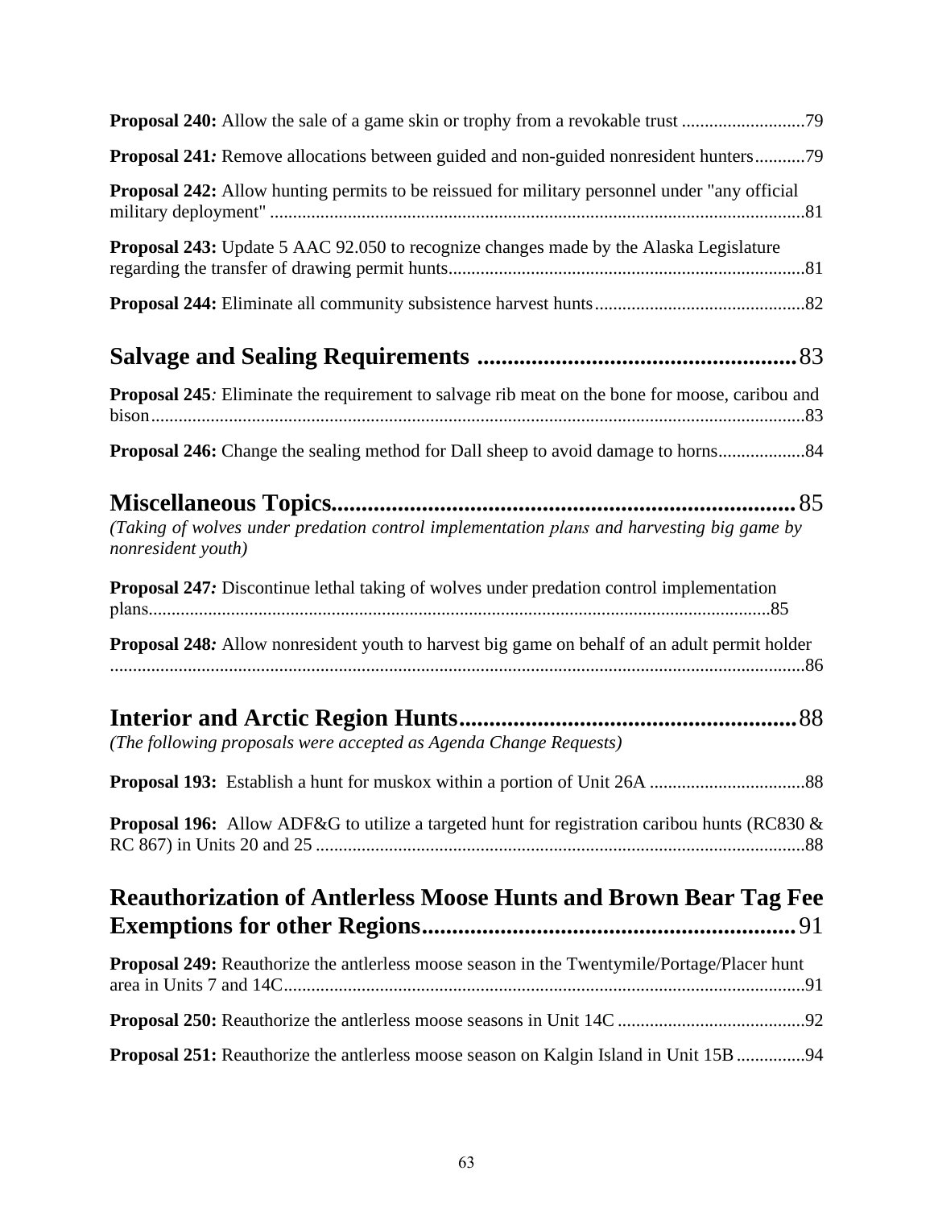**Proposal 240:** Allow the sale of a game skin or trophy from a revocable trust ..........................79

**Proposal 241***:* Remove allocations between guided and non-guided nonresident hunters...........79

**Proposal 242:** Allow hunting permits to be reissued for military personnel under "any official military deployment" ....................................................................................................................81

**Proposal 243:** Update 5 AAC 92.050 to recognize changes made by the Alaska Legislature regarding the transfer of drawing permit hunts.............................................................................81

**Proposal 244:** Eliminate all community subsistence harvest hunts.............................................82

## Salvage and Sealing Requirements .....................................................83

**Proposal 245***:* Eliminate the requirement to salvage rib meat on the bone for moose, caribou and bison..............................................................................................................................................83

**Proposal 246:** Change the sealing method for Dall sheep to avoid damage to horns..................84

## Miscellaneous Topics............................................................................85

*(Taking of wolves under predation control implementation plans and harvesting big game by nonresident youth)*

**Proposal 247***:* Discontinue lethal taking of wolves under predation control implementation plans......................................................................................................................................85

**Proposal 248***:* Allow nonresident youth to harvest big game on behalf of an adult permit holder ......................................................................................................................................................86

## Interior and Arctic Region Hunts........................................................88

*(The following proposals were accepted as Agenda Change Requests)*

**Proposal 193:** Establish a hunt for muskox within a portion of Unit 26A ..................................88

**Proposal 196:** Allow ADF&G to utilize a targeted hunt for registration caribou hunts (RC830 & RC 867) in Units 20 and 25 ..........................................................................................................88

## Reauthorization of Antlerless Moose Hunts and Brown Bear Tag Fee Exemptions for other Regions.............................................................91

**Proposal 249:** Reauthorize the antlerless moose season in the Twentymile/Portage/Placer hunt area in Units 7 and 14C..................................................................................................................91

**Proposal 250:** Reauthorize the antlerless moose seasons in Unit 14C .........................................92

**Proposal 251:** Reauthorize the antlerless moose season on Kalgin Island in Unit 15B ...............94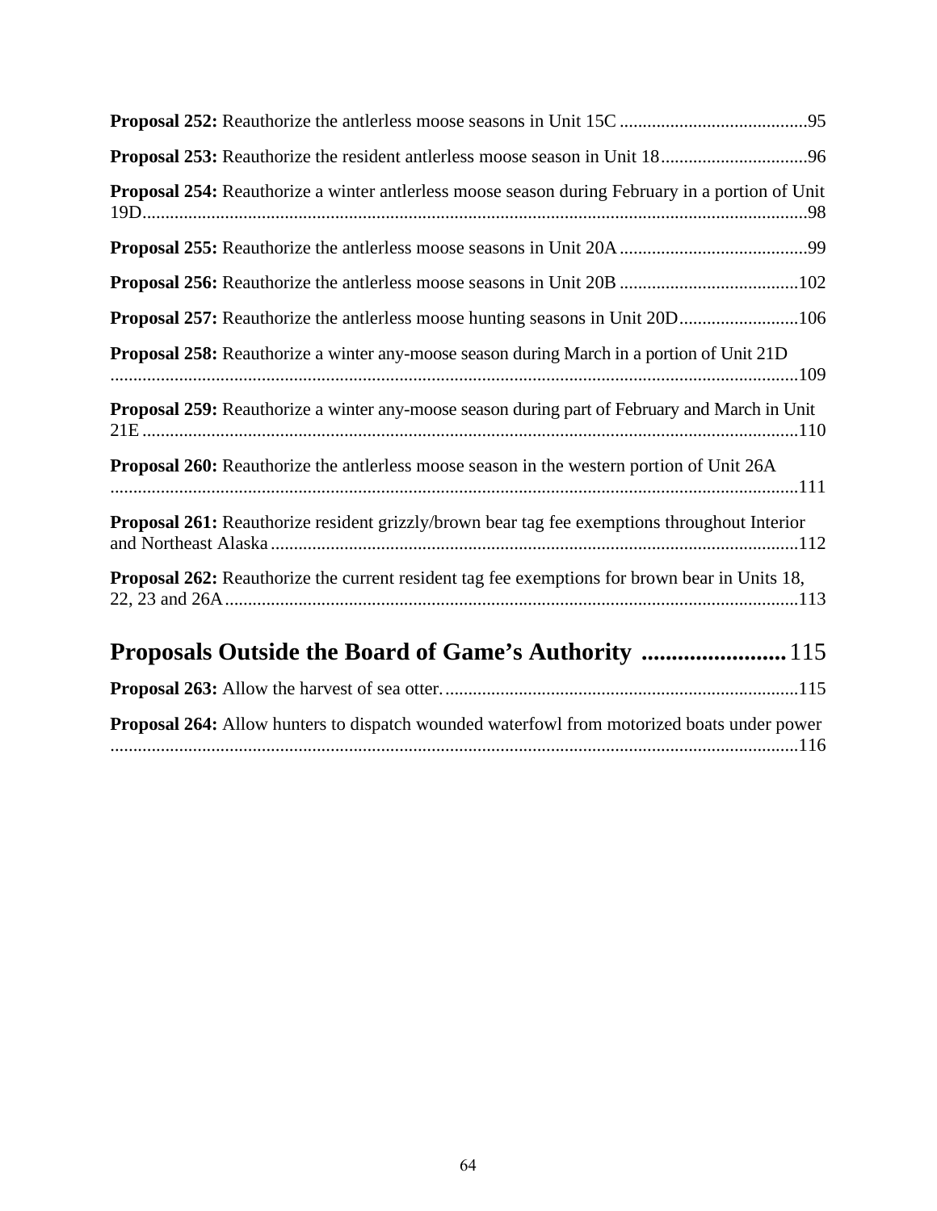**Proposal 252:** Reauthorize the antlerless moose seasons in Unit 15C ........................................95

**Proposal 253:** Reauthorize the resident antlerless moose season in Unit 18................................96

**Proposal 254:** Reauthorize a winter antlerless moose season during February in a portion of Unit 19D...............................................................................................................................................98

**Proposal 255:** Reauthorize the antlerless moose seasons in Unit 20A.........................................99

**Proposal 256:** Reauthorize the antlerless moose seasons in Unit 20B .......................................102

**Proposal 257:** Reauthorize the antlerless moose hunting seasons in Unit 20D..........................106

**Proposal 258:** Reauthorize a winter any-moose season during March in a portion of Unit 21D .....................................................................................................................................................109

**Proposal 259:** Reauthorize a winter any-moose season during part of February and March in Unit 21E ..............................................................................................................................................110

**Proposal 260:** Reauthorize the antlerless moose season in the western portion of Unit 26A .....................................................................................................................................................111

**Proposal 261:** Reauthorize resident grizzly/brown bear tag fee exemptions throughout Interior and Northeast Alaska ..................................................................................................................112

**Proposal 262:** Reauthorize the current resident tag fee exemptions for brown bear in Units 18, 22, 23 and 26A............................................................................................................................113

## Proposals Outside the Board of Game's Authority ........................115

**Proposal 263:** Allow the harvest of sea otter. ............................................................................115

**Proposal 264:** Allow hunters to dispatch wounded waterfowl from motorized boats under power .....................................................................................................................................................116